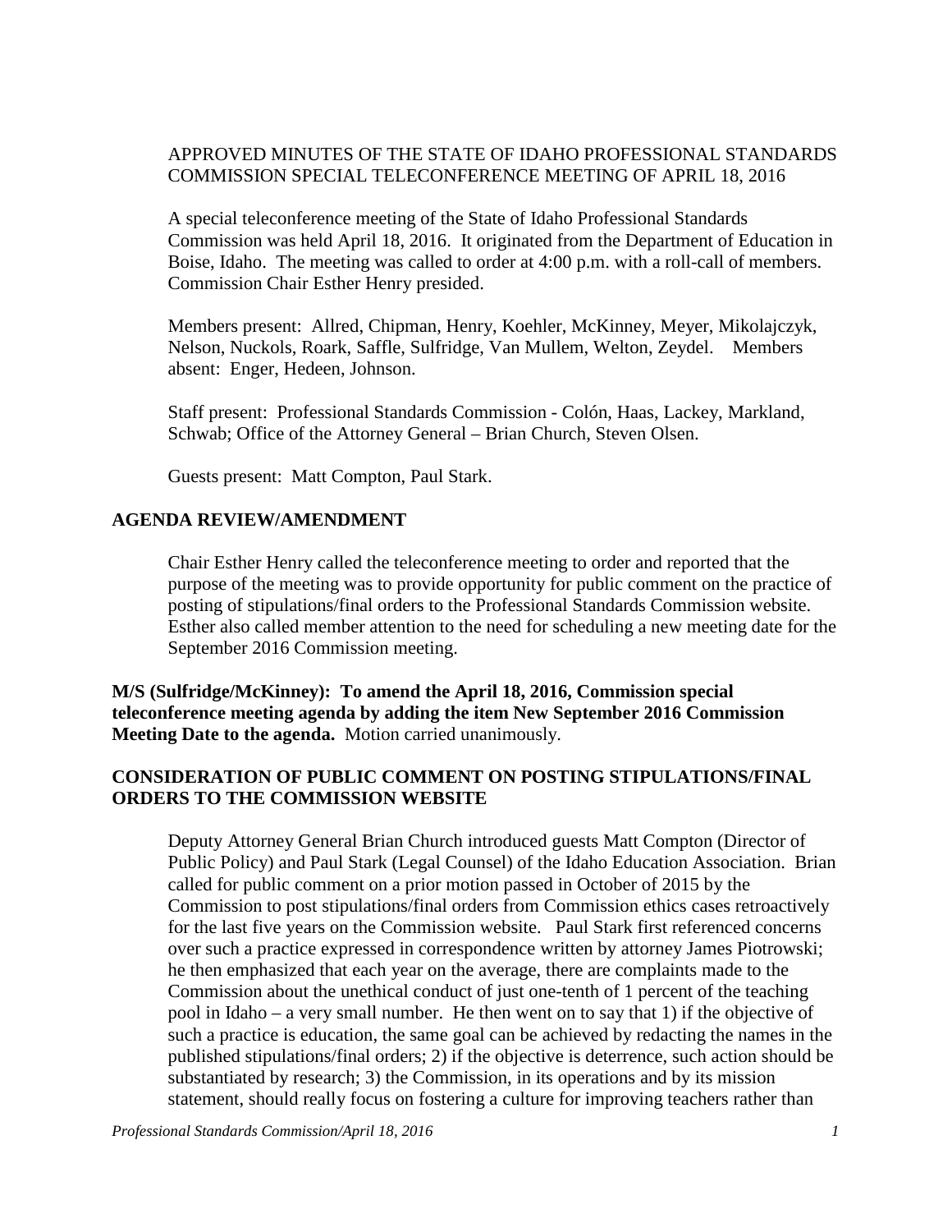APPROVED MINUTES OF THE STATE OF IDAHO PROFESSIONAL STANDARDS COMMISSION SPECIAL TELECONFERENCE MEETING OF APRIL 18, 2016

A special teleconference meeting of the State of Idaho Professional Standards Commission was held April 18, 2016. It originated from the Department of Education in Boise, Idaho. The meeting was called to order at 4:00 p.m. with a roll-call of members. Commission Chair Esther Henry presided.

Members present: Allred, Chipman, Henry, Koehler, McKinney, Meyer, Mikolajczyk, Nelson, Nuckols, Roark, Saffle, Sulfridge, Van Mullem, Welton, Zeydel. Members absent: Enger, Hedeen, Johnson.

Staff present: Professional Standards Commission - Colón, Haas, Lackey, Markland, Schwab; Office of the Attorney General – Brian Church, Steven Olsen.

Guests present: Matt Compton, Paul Stark.

## AGENDA REVIEW/AMENDMENT

Chair Esther Henry called the teleconference meeting to order and reported that the purpose of the meeting was to provide opportunity for public comment on the practice of posting of stipulations/final orders to the Professional Standards Commission website. Esther also called member attention to the need for scheduling a new meeting date for the September 2016 Commission meeting.

**M/S (Sulfridge/McKinney): To amend the April 18, 2016, Commission special teleconference meeting agenda by adding the item New September 2016 Commission Meeting Date to the agenda.** Motion carried unanimously.

## CONSIDERATION OF PUBLIC COMMENT ON POSTING STIPULATIONS/FINAL ORDERS TO THE COMMISSION WEBSITE

Deputy Attorney General Brian Church introduced guests Matt Compton (Director of Public Policy) and Paul Stark (Legal Counsel) of the Idaho Education Association. Brian called for public comment on a prior motion passed in October of 2015 by the Commission to post stipulations/final orders from Commission ethics cases retroactively for the last five years on the Commission website. Paul Stark first referenced concerns over such a practice expressed in correspondence written by attorney James Piotrowski; he then emphasized that each year on the average, there are complaints made to the Commission about the unethical conduct of just one-tenth of 1 percent of the teaching pool in Idaho – a very small number. He then went on to say that 1) if the objective of such a practice is education, the same goal can be achieved by redacting the names in the published stipulations/final orders; 2) if the objective is deterrence, such action should be substantiated by research; 3) the Commission, in its operations and by its mission statement, should really focus on fostering a culture for improving teachers rather than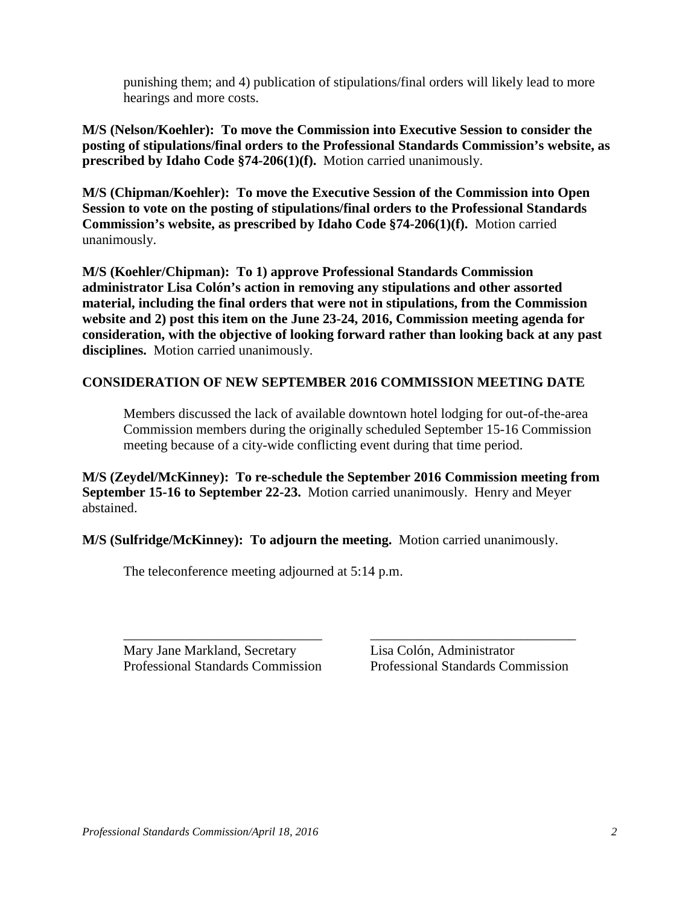punishing them; and 4) publication of stipulations/final orders will likely lead to more hearings and more costs.

**M/S (Nelson/Koehler): To move the Commission into Executive Session to consider the posting of stipulations/final orders to the Professional Standards Commission's website, as prescribed by Idaho Code §74-206(1)(f).** Motion carried unanimously.

**M/S (Chipman/Koehler): To move the Executive Session of the Commission into Open Session to vote on the posting of stipulations/final orders to the Professional Standards Commission's website, as prescribed by Idaho Code §74-206(1)(f).** Motion carried unanimously.

**M/S (Koehler/Chipman): To 1) approve Professional Standards Commission administrator Lisa Colón's action in removing any stipulations and other assorted material, including the final orders that were not in stipulations, from the Commission website and 2) post this item on the June 23-24, 2016, Commission meeting agenda for consideration, with the objective of looking forward rather than looking back at any past disciplines.** Motion carried unanimously.

## CONSIDERATION OF NEW SEPTEMBER 2016 COMMISSION MEETING DATE

Members discussed the lack of available downtown hotel lodging for out-of-the-area Commission members during the originally scheduled September 15-16 Commission meeting because of a city-wide conflicting event during that time period.

**M/S (Zeydel/McKinney): To re-schedule the September 2016 Commission meeting from September 15-16 to September 22-23.** Motion carried unanimously. Henry and Meyer abstained.

**M/S (Sulfridge/McKinney): To adjourn the meeting.** Motion carried unanimously.

The teleconference meeting adjourned at 5:14 p.m.

_____________________________
Mary Jane Markland, Secretary
Professional Standards Commission

_____________________________
Lisa Colón, Administrator
Professional Standards Commission